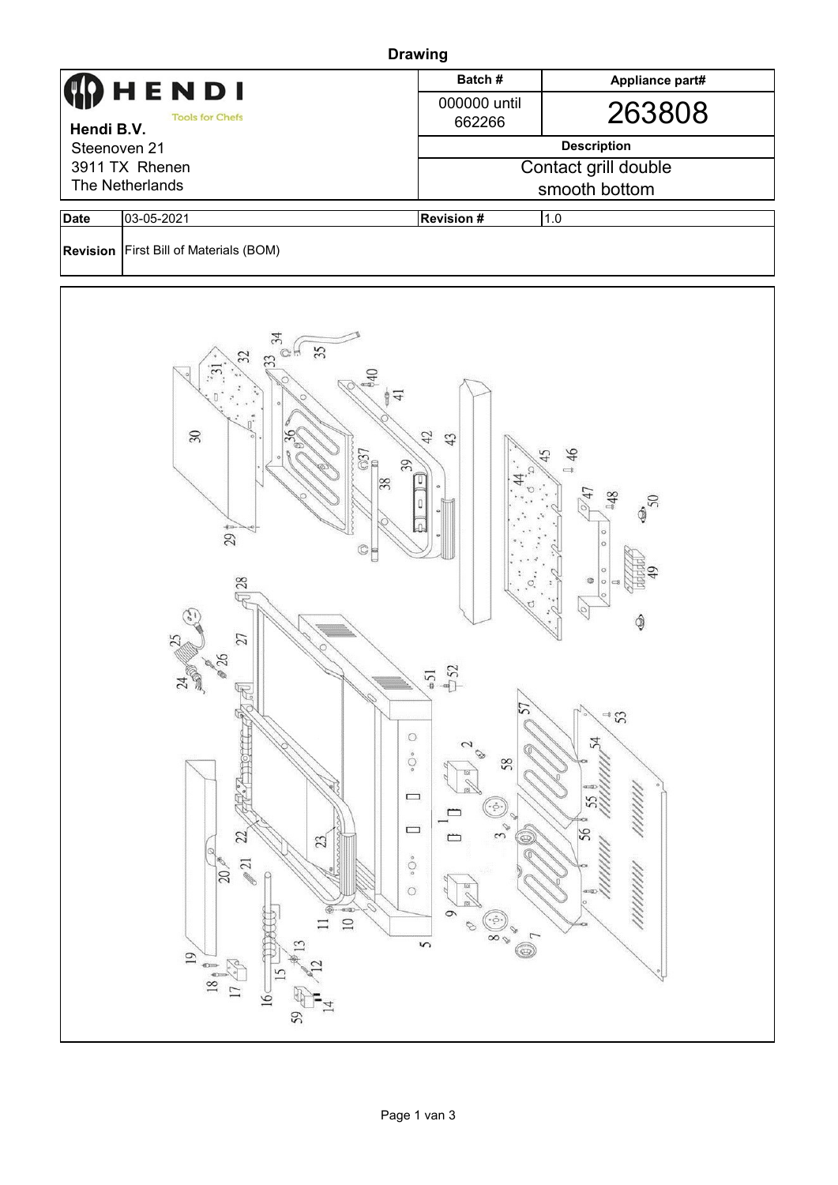# Drawing

| HENDI Tools for Chefs | Batch # | Appliance part# |
|---|---|---|
| **Hendi B.V.**<br>Steenoven 21<br>3911 TX Rhenen<br>The Netherlands | 000000 until 662266 | 263808 |
| | **Description** | |
| | Contact grill double smooth bottom | |

| **Date** | 03-05-2021 | **Revision #** | 1.0 |
|---|---|---|---|
| **Revision** | First Bill of Materials (BOM) | | |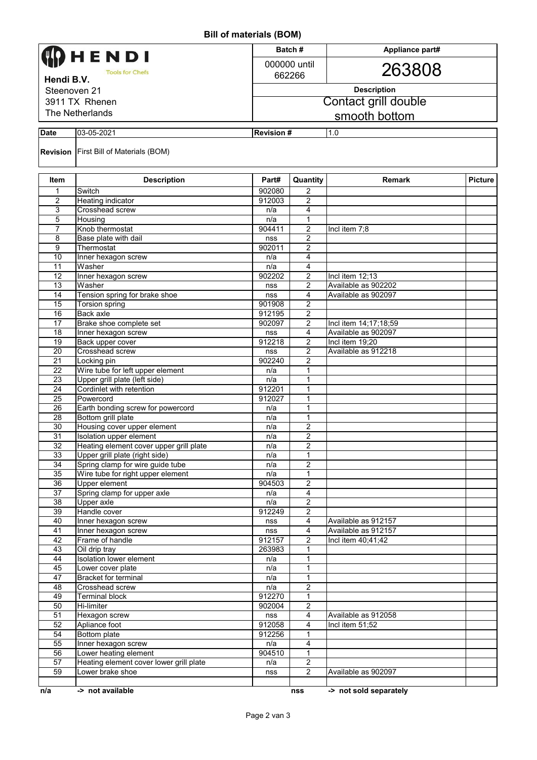# Bill of materials (BOM)

| HENDI Tools for Chefs | Batch # | Appliance part# |
|---|---|---|
| **Hendi B.V.** Steenoven 21 3911 TX Rhenen The Netherlands | 000000 until 662266 | 263808 |
| | **Description** | |
| | Contact grill double smooth bottom | |

| Date | 03-05-2021 | Revision # | 1.0 |
|---|---|---|---|
| Revision | First Bill of Materials (BOM) | | |

| Item | Description | Part# | Quantity | Remark | Picture |
|---|---|---|---|---|---|
| 1 | Switch | 902080 | 2 | | |
| 2 | Heating indicator | 912003 | 2 | | |
| 3 | Crosshead screw | n/a | 4 | | |
| 5 | Housing | n/a | 1 | | |
| 7 | Knob thermostat | 904411 | 2 | Incl item 7;8 | |
| 8 | Base plate with dail | nss | 2 | | |
| 9 | Thermostat | 902011 | 2 | | |
| 10 | Inner hexagon screw | n/a | 4 | | |
| 11 | Washer | n/a | 4 | | |
| 12 | Inner hexagon screw | 902202 | 2 | Incl item 12;13 | |
| 13 | Washer | nss | 2 | Available as 902202 | |
| 14 | Tension spring for brake shoe | nss | 4 | Available as 902097 | |
| 15 | Torsion spring | 901908 | 2 | | |
| 16 | Back axle | 912195 | 2 | | |
| 17 | Brake shoe complete set | 902097 | 2 | Incl item 14;17;18;59 | |
| 18 | Inner hexagon screw | nss | 4 | Available as 902097 | |
| 19 | Back upper cover | 912218 | 2 | Incl item 19;20 | |
| 20 | Crosshead screw | nss | 2 | Available as 912218 | |
| 21 | Locking pin | 902240 | 2 | | |
| 22 | Wire tube for left upper element | n/a | 1 | | |
| 23 | Upper grill plate (left side) | n/a | 1 | | |
| 24 | Cordinlet with retention | 912201 | 1 | | |
| 25 | Powercord | 912027 | 1 | | |
| 26 | Earth bonding screw for powercord | n/a | 1 | | |
| 28 | Bottom grill plate | n/a | 1 | | |
| 30 | Housing cover upper element | n/a | 2 | | |
| 31 | Isolation upper element | n/a | 2 | | |
| 32 | Heating element cover upper grill plate | n/a | 2 | | |
| 33 | Upper grill plate (right side) | n/a | 1 | | |
| 34 | Spring clamp for wire guide tube | n/a | 2 | | |
| 35 | Wire tube for right upper element | n/a | 1 | | |
| 36 | Upper element | 904503 | 2 | | |
| 37 | Spring clamp for upper axle | n/a | 4 | | |
| 38 | Upper axle | n/a | 2 | | |
| 39 | Handle cover | 912249 | 2 | | |
| 40 | Inner hexagon screw | nss | 4 | Available as 912157 | |
| 41 | Inner hexagon screw | nss | 4 | Available as 912157 | |
| 42 | Frame of handle | 912157 | 2 | Incl item 40;41;42 | |
| 43 | Oil drip tray | 263983 | 1 | | |
| 44 | Isolation lower element | n/a | 1 | | |
| 45 | Lower cover plate | n/a | 1 | | |
| 47 | Bracket for terminal | n/a | 1 | | |
| 48 | Crosshead screw | n/a | 2 | | |
| 49 | Terminal block | 912270 | 1 | | |
| 50 | Hi-limiter | 902004 | 2 | | |
| 51 | Hexagon screw | nss | 4 | Available as 912058 | |
| 52 | Apliance foot | 912058 | 4 | Incl item 51;52 | |
| 54 | Bottom plate | 912256 | 1 | | |
| 55 | Inner hexagon screw | n/a | 4 | | |
| 56 | Lower heating element | 904510 | 1 | | |
| 57 | Heating element cover lower grill plate | n/a | 2 | | |
| 59 | Lower brake shoe | nss | 2 | Available as 902097 | |

**n/a** -> **not available** **nss** -> **not sold separately**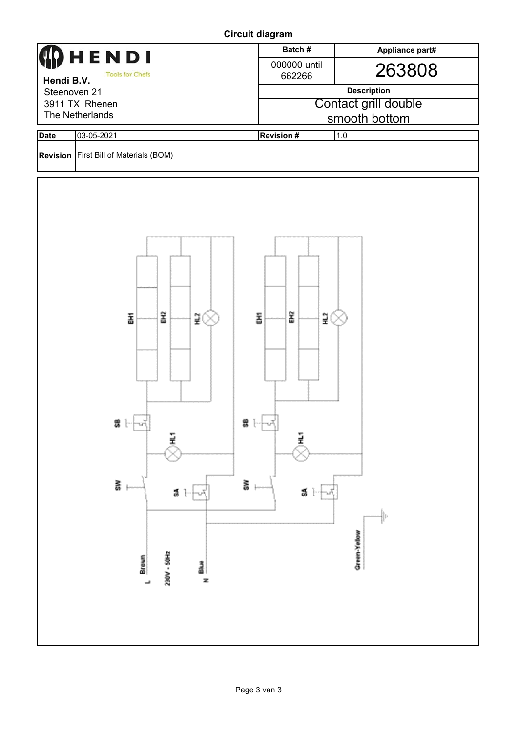# Circuit diagram

| **HENDI** Tools for Chefs | Batch # | Appliance part# |
|---|---|---|
| **Hendi B.V.** | 000000 until 662266 | 263808 |
| Steenoven 21 | **Description** | |
| 3911 TX Rhenen | Contact grill double smooth bottom | |
| The Netherlands | | |

| | | | |
|---|---|---|---|
| **Date** | 03-05-2021 | **Revision #** | 1.0 |
| **Revision** | First Bill of Materials (BOM) | | |

EH1
EH2
HL2
EH1
EH2
HL2
SB
HL1
SB
HL1
SW
SA
SW
SA
Green-Yellow
Brown
L
230V - 50Hz
Blue
N